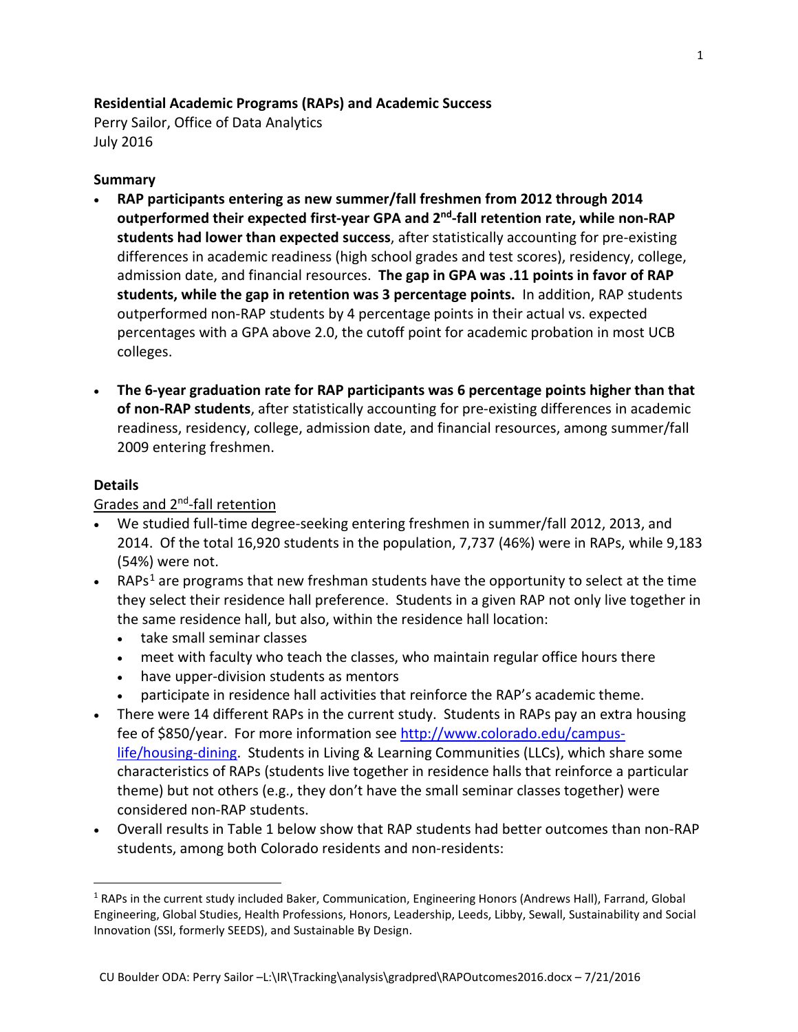**Residential Academic Programs (RAPs) and Academic Success**

Perry Sailor, Office of Data Analytics
July 2016

**Summary**

- **RAP participants entering as new summer/fall freshmen from 2012 through 2014 outperformed their expected first-year GPA and 2nd-fall retention rate, while non-RAP students had lower than expected success**, after statistically accounting for pre-existing differences in academic readiness (high school grades and test scores), residency, college, admission date, and financial resources. **The gap in GPA was .11 points in favor of RAP students, while the gap in retention was 3 percentage points.** In addition, RAP students outperformed non-RAP students by 4 percentage points in their actual vs. expected percentages with a GPA above 2.0, the cutoff point for academic probation in most UCB colleges.

- **The 6-year graduation rate for RAP participants was 6 percentage points higher than that of non-RAP students**, after statistically accounting for pre-existing differences in academic readiness, residency, college, admission date, and financial resources, among summer/fall 2009 entering freshmen.

**Details**

Grades and 2nd-fall retention

- We studied full-time degree-seeking entering freshmen in summer/fall 2012, 2013, and 2014. Of the total 16,920 students in the population, 7,737 (46%) were in RAPs, while 9,183 (54%) were not.
- RAPs[1] are programs that new freshman students have the opportunity to select at the time they select their residence hall preference. Students in a given RAP not only live together in the same residence hall, but also, within the residence hall location:
  - take small seminar classes
  - meet with faculty who teach the classes, who maintain regular office hours there
  - have upper-division students as mentors
  - participate in residence hall activities that reinforce the RAP's academic theme.
- There were 14 different RAPs in the current study. Students in RAPs pay an extra housing fee of $850/year. For more information see http://www.colorado.edu/campus-life/housing-dining. Students in Living & Learning Communities (LLCs), which share some characteristics of RAPs (students live together in residence halls that reinforce a particular theme) but not others (e.g., they don't have the small seminar classes together) were considered non-RAP students.
- Overall results in Table 1 below show that RAP students had better outcomes than non-RAP students, among both Colorado residents and non-residents:

[1] RAPs in the current study included Baker, Communication, Engineering Honors (Andrews Hall), Farrand, Global Engineering, Global Studies, Health Professions, Honors, Leadership, Leeds, Libby, Sewall, Sustainability and Social Innovation (SSI, formerly SEEDS), and Sustainable By Design.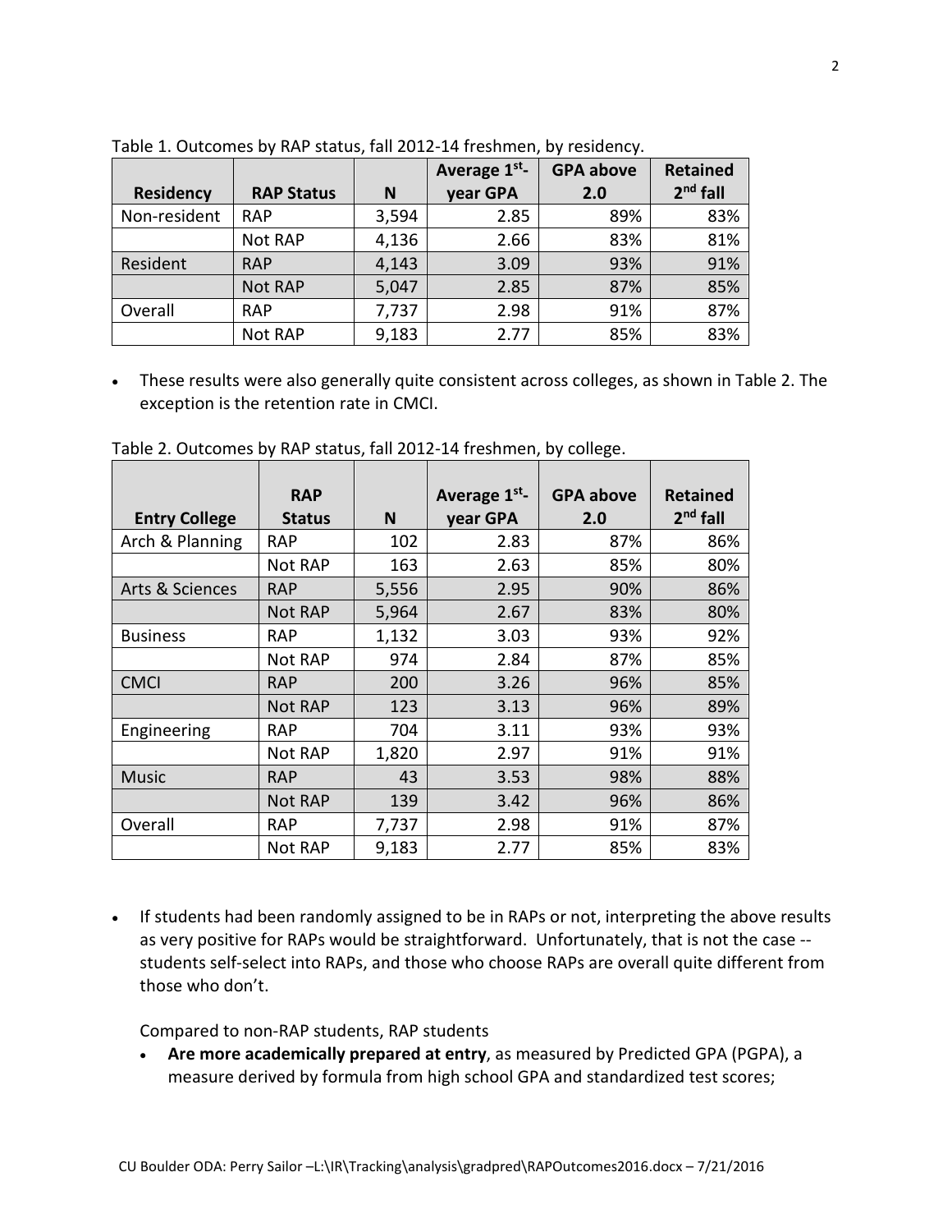Table 1. Outcomes by RAP status, fall 2012-14 freshmen, by residency.

| Residency | RAP Status | N | Average 1st-year GPA | GPA above 2.0 | Retained 2nd fall |
|---|---|---|---|---|---|
| Non-resident | RAP | 3,594 | 2.85 | 89% | 83% |
| | Not RAP | 4,136 | 2.66 | 83% | 81% |
| Resident | RAP | 4,143 | 3.09 | 93% | 91% |
| | Not RAP | 5,047 | 2.85 | 87% | 85% |
| Overall | RAP | 7,737 | 2.98 | 91% | 87% |
| | Not RAP | 9,183 | 2.77 | 85% | 83% |

- These results were also generally quite consistent across colleges, as shown in Table 2. The exception is the retention rate in CMCI.

Table 2. Outcomes by RAP status, fall 2012-14 freshmen, by college.

| Entry College | RAP Status | N | Average 1st-year GPA | GPA above 2.0 | Retained 2nd fall |
|---|---|---|---|---|---|
| Arch & Planning | RAP | 102 | 2.83 | 87% | 86% |
| | Not RAP | 163 | 2.63 | 85% | 80% |
| Arts & Sciences | RAP | 5,556 | 2.95 | 90% | 86% |
| | Not RAP | 5,964 | 2.67 | 83% | 80% |
| Business | RAP | 1,132 | 3.03 | 93% | 92% |
| | Not RAP | 974 | 2.84 | 87% | 85% |
| CMCI | RAP | 200 | 3.26 | 96% | 85% |
| | Not RAP | 123 | 3.13 | 96% | 89% |
| Engineering | RAP | 704 | 3.11 | 93% | 93% |
| | Not RAP | 1,820 | 2.97 | 91% | 91% |
| Music | RAP | 43 | 3.53 | 98% | 88% |
| | Not RAP | 139 | 3.42 | 96% | 86% |
| Overall | RAP | 7,737 | 2.98 | 91% | 87% |
| | Not RAP | 9,183 | 2.77 | 85% | 83% |

- If students had been randomly assigned to be in RAPs or not, interpreting the above results as very positive for RAPs would be straightforward. Unfortunately, that is not the case -- students self-select into RAPs, and those who choose RAPs are overall quite different from those who don't.

  Compared to non-RAP students, RAP students

  - **Are more academically prepared at entry**, as measured by Predicted GPA (PGPA), a measure derived by formula from high school GPA and standardized test scores;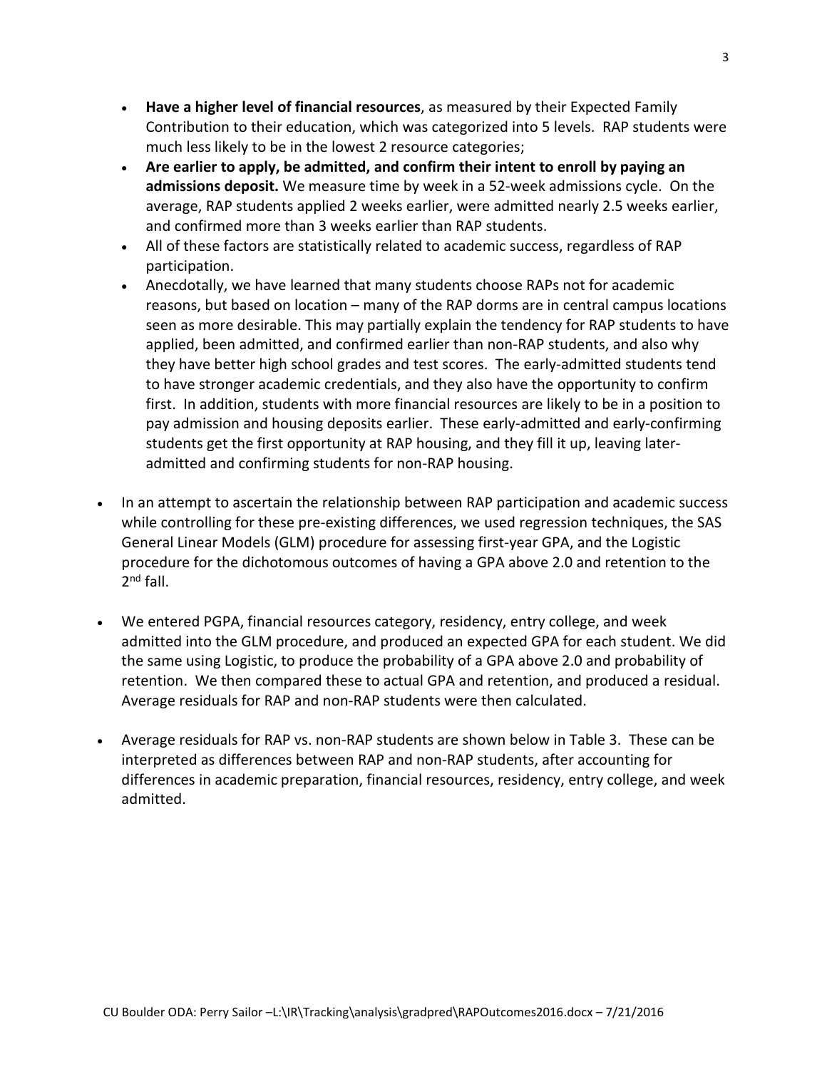- **Have a higher level of financial resources**, as measured by their Expected Family Contribution to their education, which was categorized into 5 levels. RAP students were much less likely to be in the lowest 2 resource categories;
- **Are earlier to apply, be admitted, and confirm their intent to enroll by paying an admissions deposit.** We measure time by week in a 52-week admissions cycle. On the average, RAP students applied 2 weeks earlier, were admitted nearly 2.5 weeks earlier, and confirmed more than 3 weeks earlier than RAP students.
- All of these factors are statistically related to academic success, regardless of RAP participation.
- Anecdotally, we have learned that many students choose RAPs not for academic reasons, but based on location – many of the RAP dorms are in central campus locations seen as more desirable. This may partially explain the tendency for RAP students to have applied, been admitted, and confirmed earlier than non-RAP students, and also why they have better high school grades and test scores. The early-admitted students tend to have stronger academic credentials, and they also have the opportunity to confirm first. In addition, students with more financial resources are likely to be in a position to pay admission and housing deposits earlier. These early-admitted and early-confirming students get the first opportunity at RAP housing, and they fill it up, leaving later-admitted and confirming students for non-RAP housing.

- In an attempt to ascertain the relationship between RAP participation and academic success while controlling for these pre-existing differences, we used regression techniques, the SAS General Linear Models (GLM) procedure for assessing first-year GPA, and the Logistic procedure for the dichotomous outcomes of having a GPA above 2.0 and retention to the 2nd fall.

- We entered PGPA, financial resources category, residency, entry college, and week admitted into the GLM procedure, and produced an expected GPA for each student. We did the same using Logistic, to produce the probability of a GPA above 2.0 and probability of retention. We then compared these to actual GPA and retention, and produced a residual. Average residuals for RAP and non-RAP students were then calculated.

- Average residuals for RAP vs. non-RAP students are shown below in Table 3. These can be interpreted as differences between RAP and non-RAP students, after accounting for differences in academic preparation, financial resources, residency, entry college, and week admitted.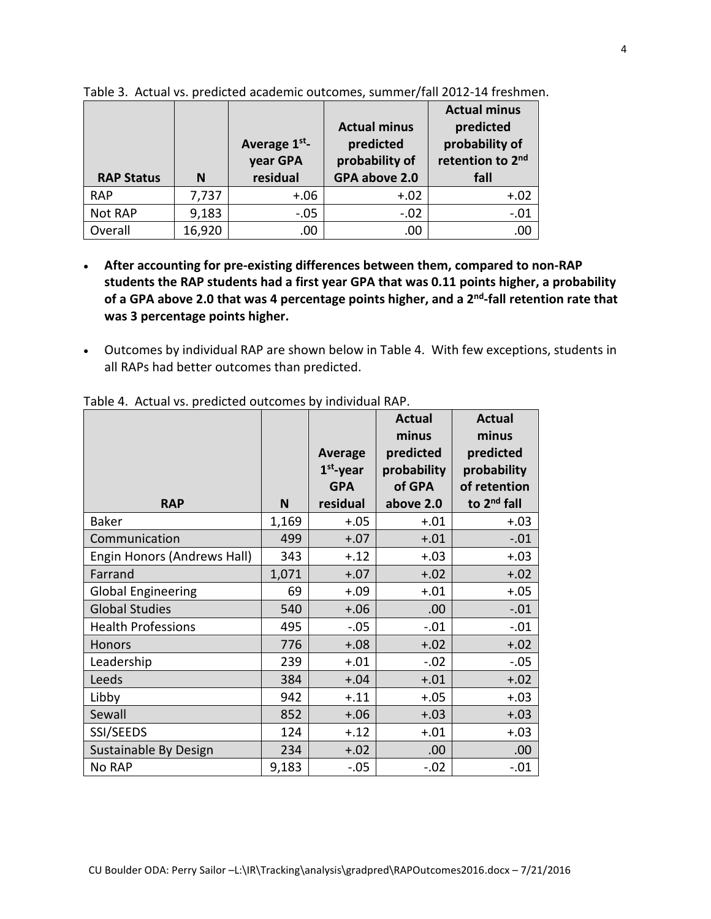Table 3. Actual vs. predicted academic outcomes, summer/fall 2012-14 freshmen.

| RAP Status | N | Average 1st-year GPA residual | Actual minus predicted probability of GPA above 2.0 | Actual minus predicted probability of retention to 2nd fall |
|---|---|---|---|---|
| RAP | 7,737 | +.06 | +.02 | +.02 |
| Not RAP | 9,183 | -.05 | -.02 | -.01 |
| Overall | 16,920 | .00 | .00 | .00 |

- **After accounting for pre-existing differences between them, compared to non-RAP students the RAP students had a first year GPA that was 0.11 points higher, a probability of a GPA above 2.0 that was 4 percentage points higher, and a 2nd-fall retention rate that was 3 percentage points higher.**

- Outcomes by individual RAP are shown below in Table 4. With few exceptions, students in all RAPs had better outcomes than predicted.

Table 4. Actual vs. predicted outcomes by individual RAP.

| RAP | N | Average 1st-year GPA residual | Actual minus predicted probability of GPA above 2.0 | Actual minus predicted probability of retention to 2nd fall |
|---|---|---|---|---|
| Baker | 1,169 | +.05 | +.01 | +.03 |
| Communication | 499 | +.07 | +.01 | -.01 |
| Engin Honors (Andrews Hall) | 343 | +.12 | +.03 | +.03 |
| Farrand | 1,071 | +.07 | +.02 | +.02 |
| Global Engineering | 69 | +.09 | +.01 | +.05 |
| Global Studies | 540 | +.06 | .00 | -.01 |
| Health Professions | 495 | -.05 | -.01 | -.01 |
| Honors | 776 | +.08 | +.02 | +.02 |
| Leadership | 239 | +.01 | -.02 | -.05 |
| Leeds | 384 | +.04 | +.01 | +.02 |
| Libby | 942 | +.11 | +.05 | +.03 |
| Sewall | 852 | +.06 | +.03 | +.03 |
| SSI/SEEDS | 124 | +.12 | +.01 | +.03 |
| Sustainable By Design | 234 | +.02 | .00 | .00 |
| No RAP | 9,183 | -.05 | -.02 | -.01 |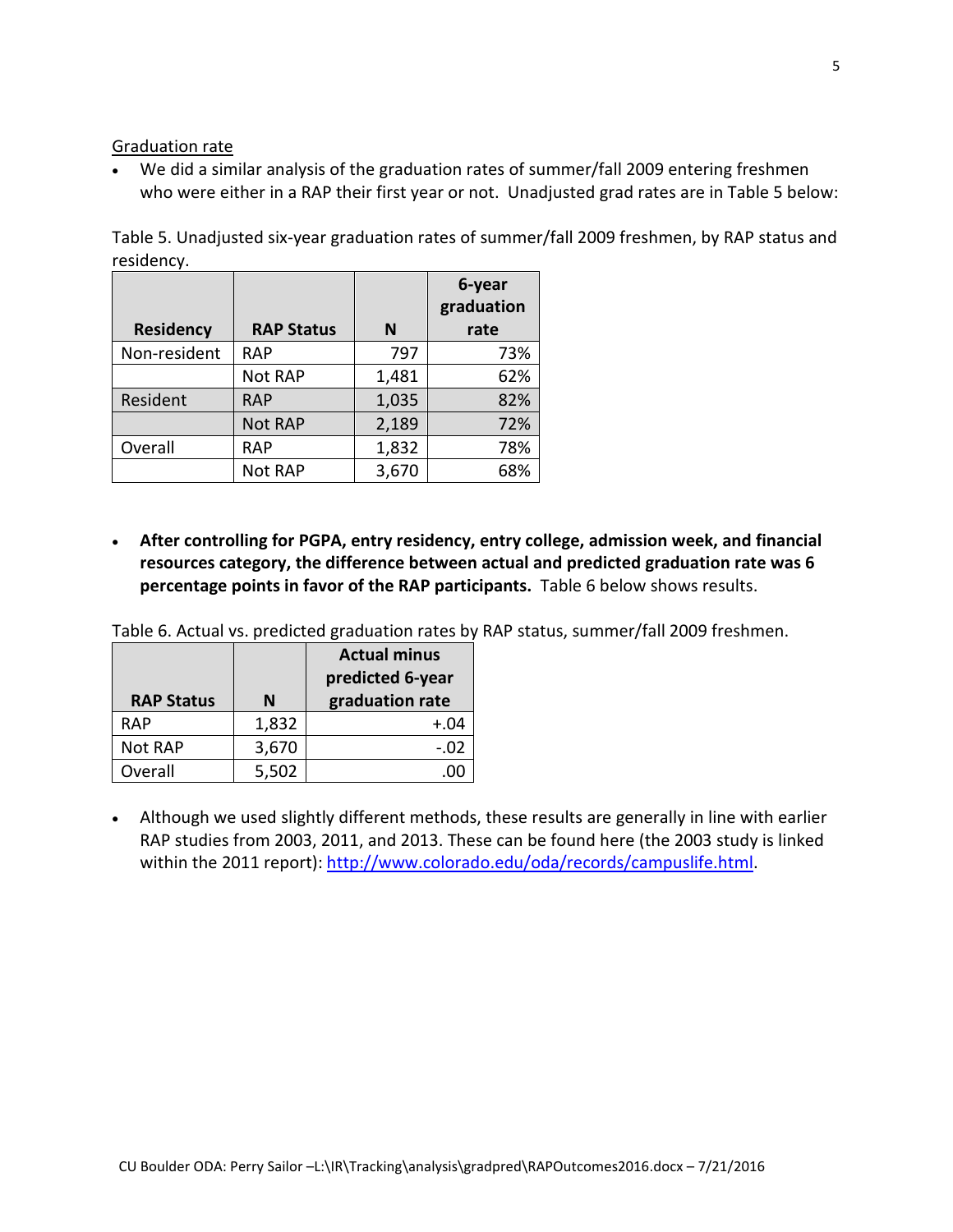Graduation rate

- We did a similar analysis of the graduation rates of summer/fall 2009 entering freshmen who were either in a RAP their first year or not. Unadjusted grad rates are in Table 5 below:

Table 5. Unadjusted six-year graduation rates of summer/fall 2009 freshmen, by RAP status and residency.

| Residency | RAP Status | N | 6-year graduation rate |
|---|---|---|---|
| Non-resident | RAP | 797 | 73% |
| | Not RAP | 1,481 | 62% |
| Resident | RAP | 1,035 | 82% |
| | Not RAP | 2,189 | 72% |
| Overall | RAP | 1,832 | 78% |
| | Not RAP | 3,670 | 68% |

- **After controlling for PGPA, entry residency, entry college, admission week, and financial resources category, the difference between actual and predicted graduation rate was 6 percentage points in favor of the RAP participants.** Table 6 below shows results.

Table 6. Actual vs. predicted graduation rates by RAP status, summer/fall 2009 freshmen.

| RAP Status | N | Actual minus predicted 6-year graduation rate |
|---|---|---|
| RAP | 1,832 | +.04 |
| Not RAP | 3,670 | -.02 |
| Overall | 5,502 | .00 |

- Although we used slightly different methods, these results are generally in line with earlier RAP studies from 2003, 2011, and 2013. These can be found here (the 2003 study is linked within the 2011 report): http://www.colorado.edu/oda/records/campuslife.html.